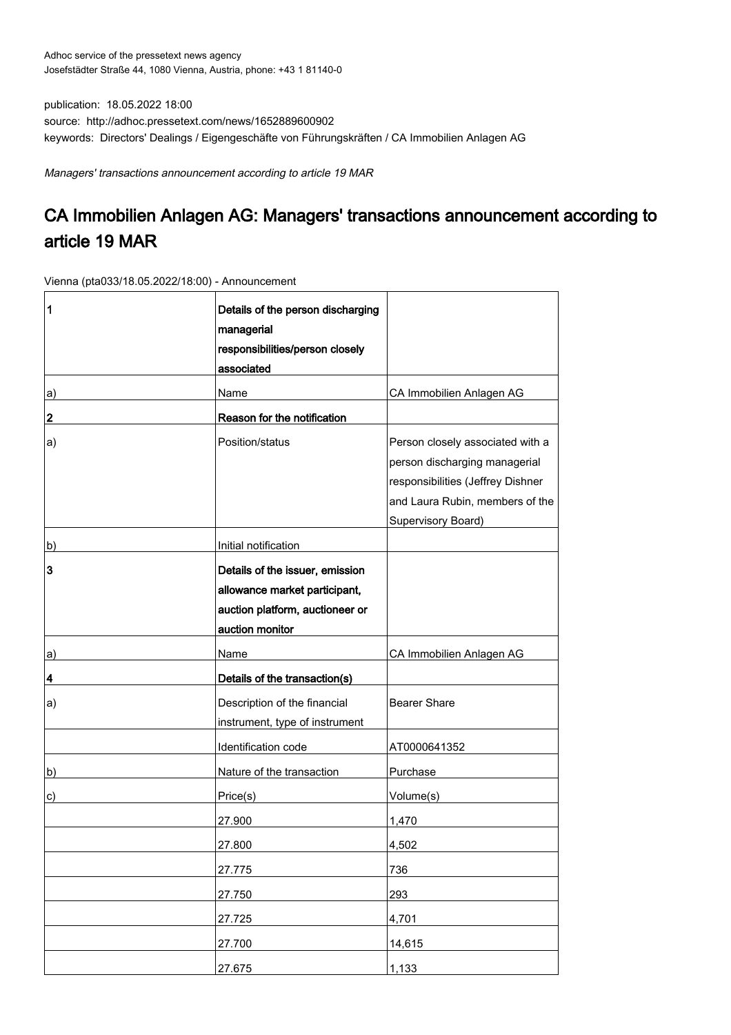Adhoc service of the pressetext news agency
Josefstädter Straße 44, 1080 Vienna, Austria, phone: +43 1 81140-0

publication: 18.05.2022 18:00
source: http://adhoc.pressetext.com/news/1652889600902
keywords: Directors' Dealings / Eigengeschäfte von Führungskräften / CA Immobilien Anlagen AG

*Managers' transactions announcement according to article 19 MAR*

# CA Immobilien Anlagen AG: Managers' transactions announcement according to article 19 MAR

Vienna (pta033/18.05.2022/18:00) - Announcement

| 1 | **Details of the person discharging managerial responsibilities/person closely associated** | |
|---|---|---|
| a) | Name | CA Immobilien Anlagen AG |
| **2** | **Reason for the notification** | |
| a) | Position/status | Person closely associated with a person discharging managerial responsibilities (Jeffrey Dishner and Laura Rubin, members of the Supervisory Board) |
| b) | Initial notification | |
| **3** | **Details of the issuer, emission allowance market participant, auction platform, auctioneer or auction monitor** | |
| a) | Name | CA Immobilien Anlagen AG |
| **4** | **Details of the transaction(s)** | |
| a) | Description of the financial instrument, type of instrument | Bearer Share |
| | Identification code | AT0000641352 |
| b) | Nature of the transaction | Purchase |
| c) | Price(s) | Volume(s) |
| | 27.900 | 1,470 |
| | 27.800 | 4,502 |
| | 27.775 | 736 |
| | 27.750 | 293 |
| | 27.725 | 4,701 |
| | 27.700 | 14,615 |
| | 27.675 | 1,133 |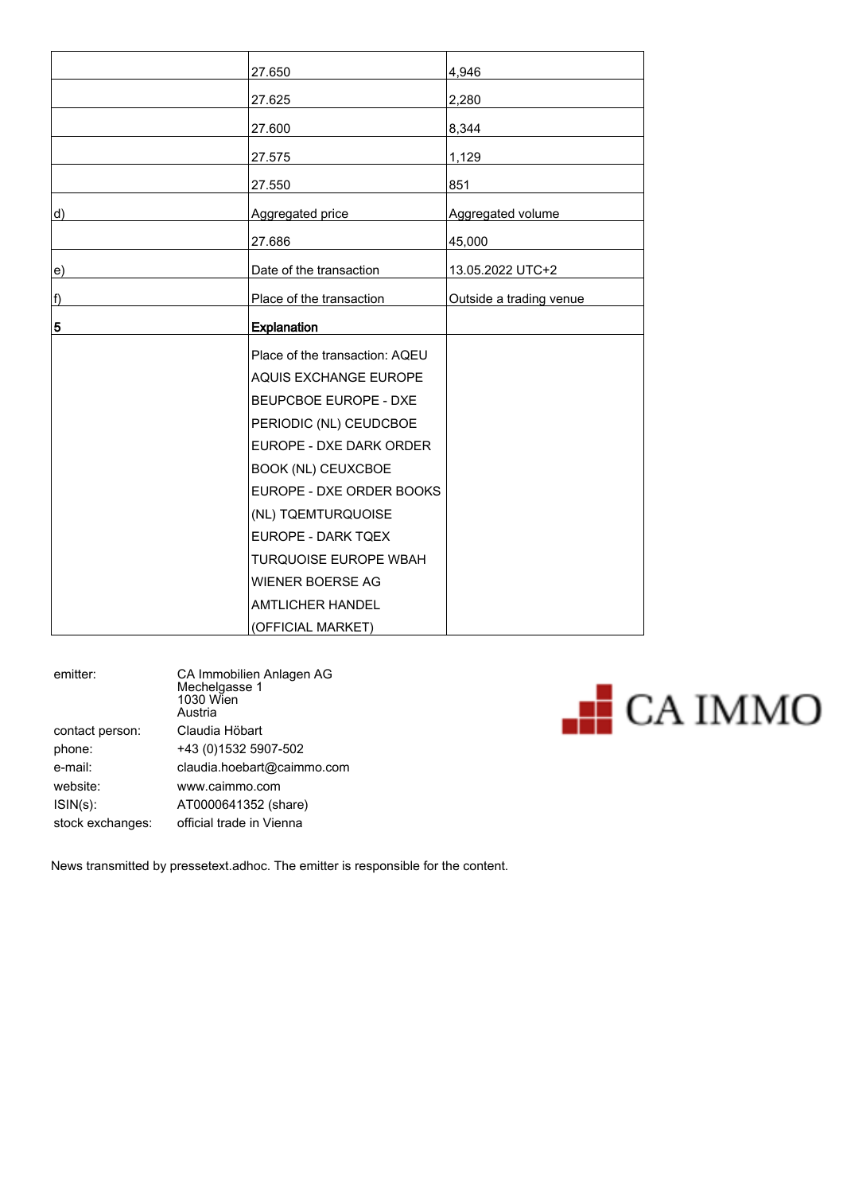| | | |
|---|---|---|
| | 27.650 | 4,946 |
| | 27.625 | 2,280 |
| | 27.600 | 8,344 |
| | 27.575 | 1,129 |
| | 27.550 | 851 |
| d) | Aggregated price | Aggregated volume |
| | 27.686 | 45,000 |
| e) | Date of the transaction | 13.05.2022 UTC+2 |
| f) | Place of the transaction | Outside a trading venue |
| **5** | **Explanation** | |
| | Place of the transaction: AQEU AQUIS EXCHANGE EUROPE BEUPCBOE EUROPE - DXE PERIODIC (NL) CEUDCBOE EUROPE - DXE DARK ORDER BOOK (NL) CEUXCBOE EUROPE - DXE ORDER BOOKS (NL) TQEMTURQUOISE EUROPE - DARK TQEX TURQUOISE EUROPE WBAH WIENER BOERSE AG AMTLICHER HANDEL (OFFICIAL MARKET) | |

| | |
|---|---|
| emitter: | CA Immobilien Anlagen AG<br>Mechelgasse 1<br>1030 Wien<br>Austria |
| contact person: | Claudia Höbart |
| phone: | +43 (0)1532 5907-502 |
| e-mail: | claudia.hoebart@caimmo.com |
| website: | www.caimmo.com |
| ISIN(s): | AT0000641352 (share) |
| stock exchanges: | official trade in Vienna |

CA IMMO

News transmitted by pressetext.adhoc. The emitter is responsible for the content.